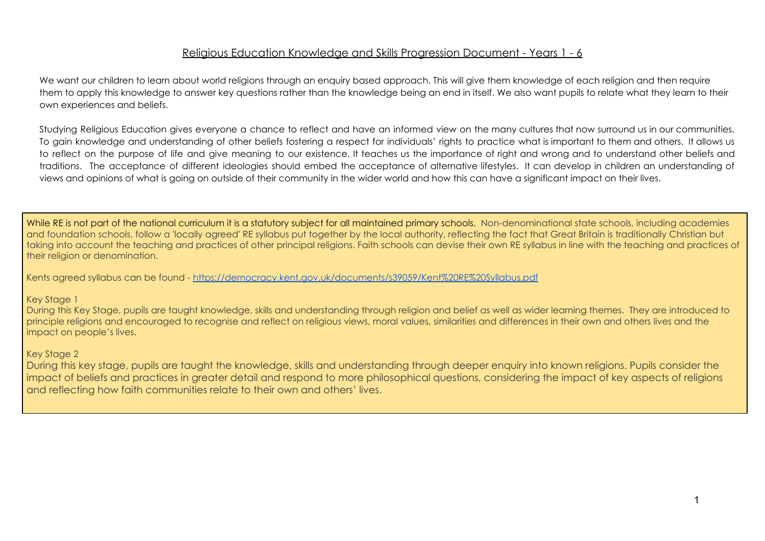# Religious Education Knowledge and Skills Progression Document - Years 1 - 6

We want our children to learn about world religions through an enquiry based approach. This will give them knowledge of each religion and then require them to apply this knowledge to answer key questions rather than the knowledge being an end in itself. We also want pupils to relate what they learn to their own experiences and beliefs.

Studying Religious Education gives everyone a chance to reflect and have an informed view on the many cultures that now surround us in our communities. To gain knowledge and understanding of other beliefs fostering a respect for individuals' rights to practice what is important to them and others. It allows us to reflect on the purpose of life and give meaning to our existence. It teaches us the importance of right and wrong and to understand other beliefs and traditions. The acceptance of different ideologies should embed the acceptance of alternative lifestyles. It can develop in children an understanding of views and opinions of what is going on outside of their community in the wider world and how this can have a significant impact on their lives.

While RE is not part of the national curriculum it is a statutory subject for all maintained primary schools. Non-denominational state schools, including academies and foundation schools, follow a 'locally agreed' RE syllabus put together by the local authority, reflecting the fact that Great Britain is traditionally Christian but taking into account the teaching and practices of other principal religions. Faith schools can devise their own RE syllabus in line with the teaching and practices of their religion or denomination.

Kents agreed syllabus can be found - https://democracy.kent.gov.uk/documents/s39059/Kent%20RE%20Syllabus.pdf

Key Stage 1

During this Key Stage, pupils are taught knowledge, skills and understanding through religion and belief as well as wider learning themes. They are introduced to principle religions and encouraged to recognise and reflect on religious views, moral values, similarities and differences in their own and others lives and the impact on people's lives.

Key Stage 2

During this key stage, pupils are taught the knowledge, skills and understanding through deeper enquiry into known religions. Pupils consider the impact of beliefs and practices in greater detail and respond to more philosophical questions, considering the impact of key aspects of religions and reflecting how faith communities relate to their own and others' lives.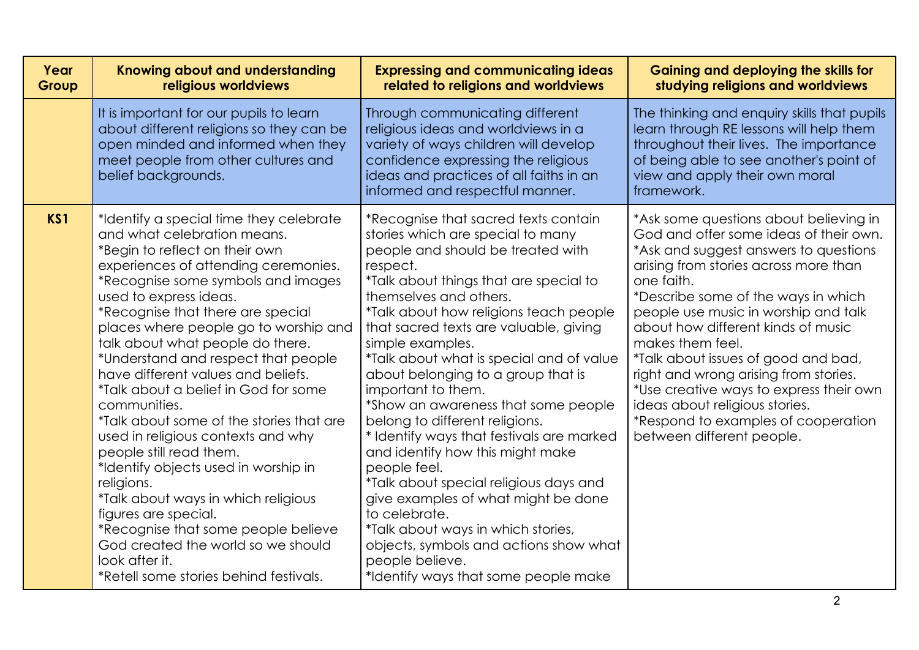| Year Group | Knowing about and understanding religious worldviews | Expressing and communicating ideas related to religions and worldviews | Gaining and deploying the skills for studying religions and worldviews |
|---|---|---|---|
| | It is important for our pupils to learn about different religions so they can be open minded and informed when they meet people from other cultures and belief backgrounds. | Through communicating different religious ideas and worldviews in a variety of ways children will develop confidence expressing the religious ideas and practices of all faiths in an informed and respectful manner. | The thinking and enquiry skills that pupils learn through RE lessons will help them throughout their lives. The importance of being able to see another's point of view and apply their own moral framework. |
| **KS1** | *Identify a special time they celebrate and what celebration means.<br>*Begin to reflect on their own experiences of attending ceremonies.<br>*Recognise some symbols and images used to express ideas.<br>*Recognise that there are special places where people go to worship and talk about what people do there.<br>*Understand and respect that people have different values and beliefs.<br>*Talk about a belief in God for some communities.<br>*Talk about some of the stories that are used in religious contexts and why people still read them.<br>*Identify objects used in worship in religions.<br>*Talk about ways in which religious figures are special.<br>*Recognise that some people believe God created the world so we should look after it.<br>*Retell some stories behind festivals. | *Recognise that sacred texts contain stories which are special to many people and should be treated with respect.<br>*Talk about things that are special to themselves and others.<br>*Talk about how religions teach people that sacred texts are valuable, giving simple examples.<br>*Talk about what is special and of value about belonging to a group that is important to them.<br>*Show an awareness that some people belong to different religions.<br>* Identify ways that festivals are marked and identify how this might make people feel.<br>*Talk about special religious days and give examples of what might be done to celebrate.<br>*Talk about ways in which stories, objects, symbols and actions show what people believe.<br>*Identify ways that some people make | *Ask some questions about believing in God and offer some ideas of their own.<br>*Ask and suggest answers to questions arising from stories across more than one faith.<br>*Describe some of the ways in which people use music in worship and talk about how different kinds of music makes them feel.<br>*Talk about issues of good and bad, right and wrong arising from stories.<br>*Use creative ways to express their own ideas about religious stories.<br>*Respond to examples of cooperation between different people. |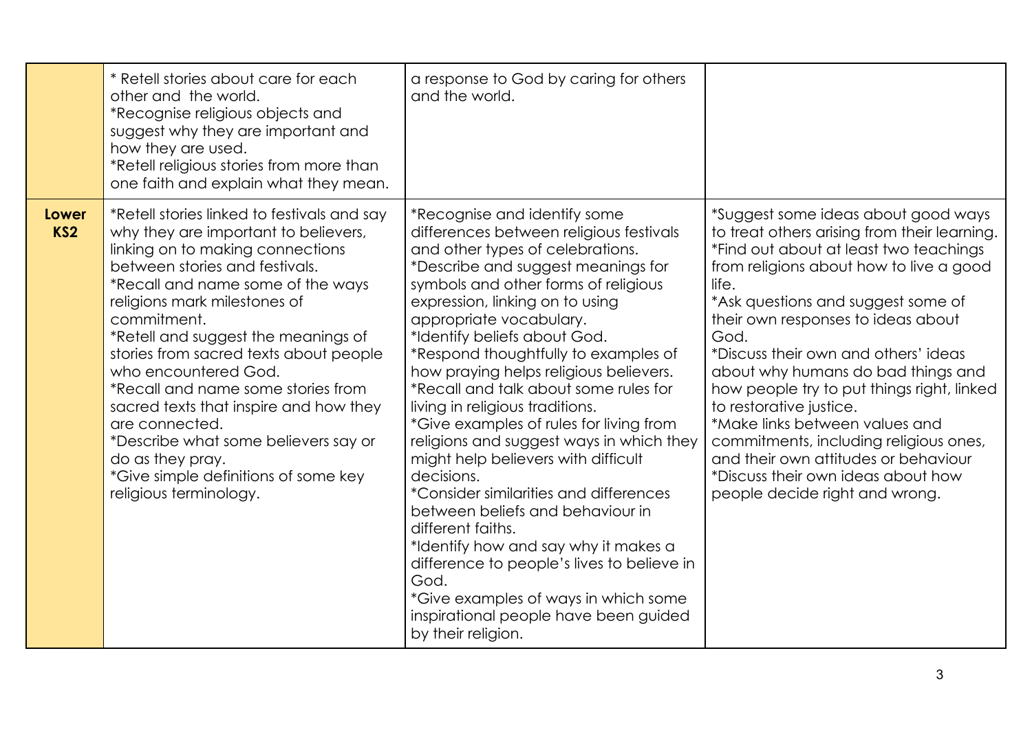| | | | |
|---|---|---|---|
| | * Retell stories about care for each other and the world.<br>*Recognise religious objects and suggest why they are important and how they are used.<br>*Retell religious stories from more than one faith and explain what they mean. | a response to God by caring for others and the world. | |
| **Lower KS2** | *Retell stories linked to festivals and say why they are important to believers, linking on to making connections between stories and festivals.<br>*Recall and name some of the ways religions mark milestones of commitment.<br>*Retell and suggest the meanings of stories from sacred texts about people who encountered God.<br>*Recall and name some stories from sacred texts that inspire and how they are connected.<br>*Describe what some believers say or do as they pray.<br>*Give simple definitions of some key religious terminology. | *Recognise and identify some differences between religious festivals and other types of celebrations.<br>*Describe and suggest meanings for symbols and other forms of religious expression, linking on to using appropriate vocabulary.<br>*Identify beliefs about God.<br>*Respond thoughtfully to examples of how praying helps religious believers.<br>*Recall and talk about some rules for living in religious traditions.<br>*Give examples of rules for living from religions and suggest ways in which they might help believers with difficult decisions.<br>*Consider similarities and differences between beliefs and behaviour in different faiths.<br>*Identify how and say why it makes a difference to people's lives to believe in God.<br>*Give examples of ways in which some inspirational people have been guided by their religion. | *Suggest some ideas about good ways to treat others arising from their learning.<br>*Find out about at least two teachings from religions about how to live a good life.<br>*Ask questions and suggest some of their own responses to ideas about God.<br>*Discuss their own and others' ideas about why humans do bad things and how people try to put things right, linked to restorative justice.<br>*Make links between values and commitments, including religious ones, and their own attitudes or behaviour<br>*Discuss their own ideas about how people decide right and wrong. |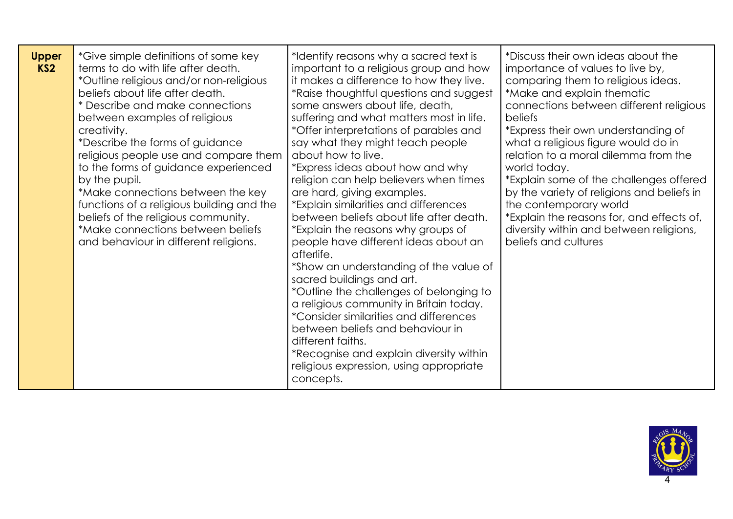| | | | |
|---|---|---|---|
| **Upper KS2** | *Give simple definitions of some key terms to do with life after death.<br>*Outline religious and/or non-religious beliefs about life after death.<br>* Describe and make connections between examples of religious creativity.<br>*Describe the forms of guidance religious people use and compare them to the forms of guidance experienced by the pupil.<br>*Make connections between the key functions of a religious building and the beliefs of the religious community.<br>*Make connections between beliefs and behaviour in different religions. | *Identify reasons why a sacred text is important to a religious group and how it makes a difference to how they live.<br>*Raise thoughtful questions and suggest some answers about life, death, suffering and what matters most in life.<br>*Offer interpretations of parables and say what they might teach people about how to live.<br>*Express ideas about how and why religion can help believers when times are hard, giving examples.<br>*Explain similarities and differences between beliefs about life after death.<br>*Explain the reasons why groups of people have different ideas about an afterlife.<br>*Show an understanding of the value of sacred buildings and art.<br>*Outline the challenges of belonging to a religious community in Britain today.<br>*Consider similarities and differences between beliefs and behaviour in different faiths.<br>*Recognise and explain diversity within religious expression, using appropriate concepts. | *Discuss their own ideas about the importance of values to live by, comparing them to religious ideas.<br>*Make and explain thematic connections between different religious beliefs<br>*Express their own understanding of what a religious figure would do in relation to a moral dilemma from the world today.<br>*Explain some of the challenges offered by the variety of religions and beliefs in the contemporary world<br>*Explain the reasons for, and effects of, diversity within and between religions, beliefs and cultures |